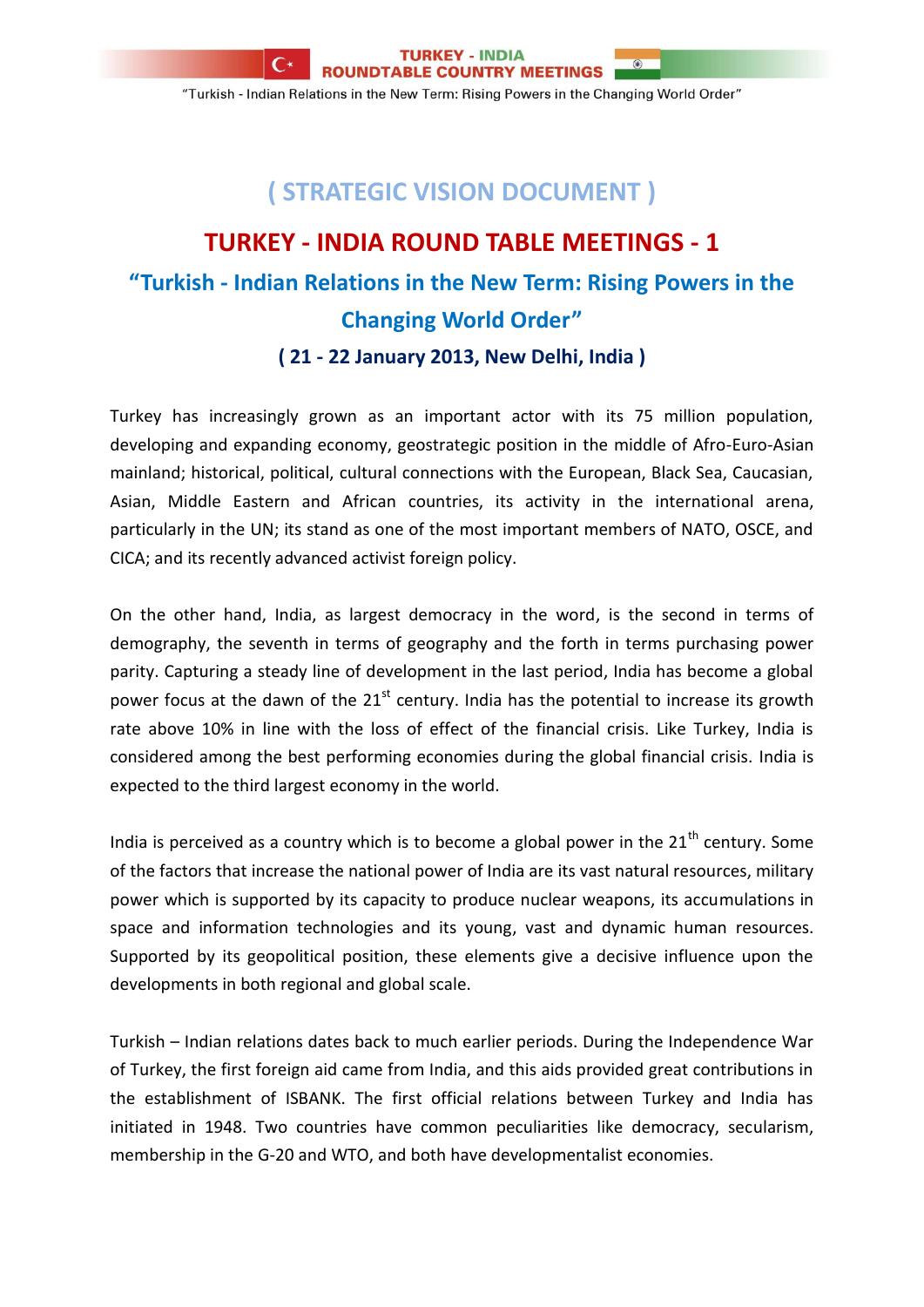## ( STRATEGIC VISION DOCUMENT )

# TURKEY - INDIA ROUND TABLE MEETINGS - 1

## "Turkish - Indian Relations in the New Term: Rising Powers in the Changing World Order"

### ( 21 - 22 January 2013, New Delhi, India )

Turkey has increasingly grown as an important actor with its 75 million population, developing and expanding economy, geostrategic position in the middle of Afro-Euro-Asian mainland; historical, political, cultural connections with the European, Black Sea, Caucasian, Asian, Middle Eastern and African countries, its activity in the international arena, particularly in the UN; its stand as one of the most important members of NATO, OSCE, and CICA; and its recently advanced activist foreign policy.

On the other hand, India, as largest democracy in the word, is the second in terms of demography, the seventh in terms of geography and the forth in terms purchasing power parity. Capturing a steady line of development in the last period, India has become a global power focus at the dawn of the 21st century. India has the potential to increase its growth rate above 10% in line with the loss of effect of the financial crisis. Like Turkey, India is considered among the best performing economies during the global financial crisis. India is expected to the third largest economy in the world.

India is perceived as a country which is to become a global power in the 21th century. Some of the factors that increase the national power of India are its vast natural resources, military power which is supported by its capacity to produce nuclear weapons, its accumulations in space and information technologies and its young, vast and dynamic human resources. Supported by its geopolitical position, these elements give a decisive influence upon the developments in both regional and global scale.

Turkish – Indian relations dates back to much earlier periods. During the Independence War of Turkey, the first foreign aid came from India, and this aids provided great contributions in the establishment of ISBANK. The first official relations between Turkey and India has initiated in 1948. Two countries have common peculiarities like democracy, secularism, membership in the G-20 and WTO, and both have developmentalist economies.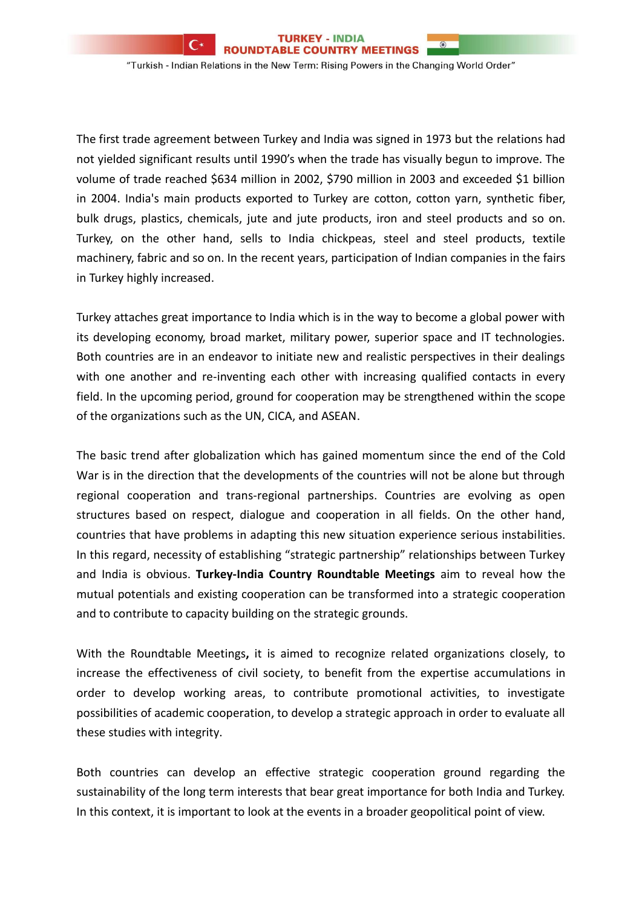The first trade agreement between Turkey and India was signed in 1973 but the relations had not yielded significant results until 1990's when the trade has visually begun to improve. The volume of trade reached $634 million in 2002, $790 million in 2003 and exceeded $1 billion in 2004. India's main products exported to Turkey are cotton, cotton yarn, synthetic fiber, bulk drugs, plastics, chemicals, jute and jute products, iron and steel products and so on. Turkey, on the other hand, sells to India chickpeas, steel and steel products, textile machinery, fabric and so on. In the recent years, participation of Indian companies in the fairs in Turkey highly increased.

Turkey attaches great importance to India which is in the way to become a global power with its developing economy, broad market, military power, superior space and IT technologies. Both countries are in an endeavor to initiate new and realistic perspectives in their dealings with one another and re-inventing each other with increasing qualified contacts in every field. In the upcoming period, ground for cooperation may be strengthened within the scope of the organizations such as the UN, CICA, and ASEAN.

The basic trend after globalization which has gained momentum since the end of the Cold War is in the direction that the developments of the countries will not be alone but through regional cooperation and trans-regional partnerships. Countries are evolving as open structures based on respect, dialogue and cooperation in all fields. On the other hand, countries that have problems in adapting this new situation experience serious instabilities. In this regard, necessity of establishing "strategic partnership" relationships between Turkey and India is obvious. **Turkey-India Country Roundtable Meetings** aim to reveal how the mutual potentials and existing cooperation can be transformed into a strategic cooperation and to contribute to capacity building on the strategic grounds.

With the Roundtable Meetings**,** it is aimed to recognize related organizations closely, to increase the effectiveness of civil society, to benefit from the expertise accumulations in order to develop working areas, to contribute promotional activities, to investigate possibilities of academic cooperation, to develop a strategic approach in order to evaluate all these studies with integrity.

Both countries can develop an effective strategic cooperation ground regarding the sustainability of the long term interests that bear great importance for both India and Turkey. In this context, it is important to look at the events in a broader geopolitical point of view.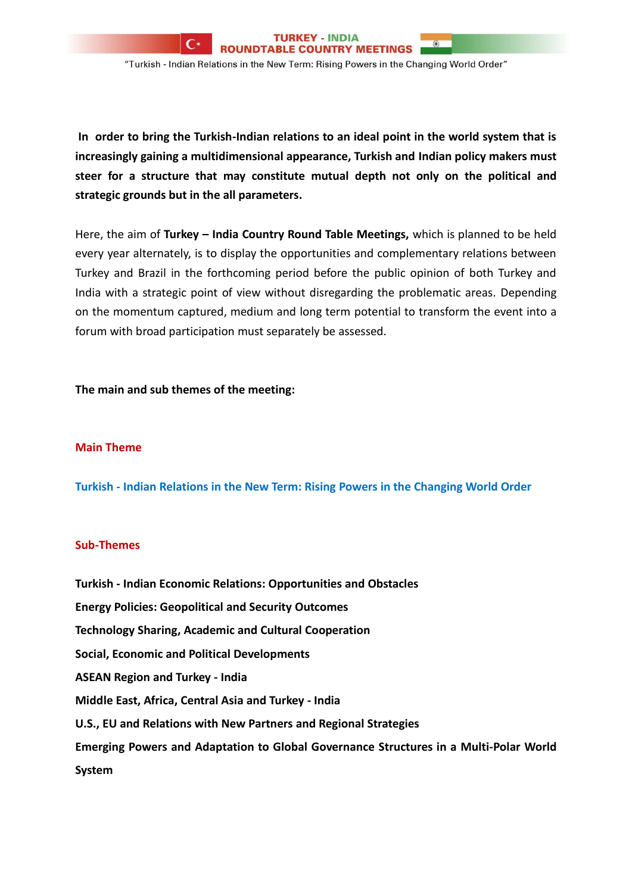**In order to bring the Turkish-Indian relations to an ideal point in the world system that is increasingly gaining a multidimensional appearance, Turkish and Indian policy makers must steer for a structure that may constitute mutual depth not only on the political and strategic grounds but in the all parameters.**

Here, the aim of **Turkey – India Country Round Table Meetings,** which is planned to be held every year alternately, is to display the opportunities and complementary relations between Turkey and Brazil in the forthcoming period before the public opinion of both Turkey and India with a strategic point of view without disregarding the problematic areas. Depending on the momentum captured, medium and long term potential to transform the event into a forum with broad participation must separately be assessed.

**The main and sub themes of the meeting:**

## Main Theme

### Turkish - Indian Relations in the New Term: Rising Powers in the Changing World Order

## Sub-Themes

**Turkish - Indian Economic Relations: Opportunities and Obstacles**

**Energy Policies: Geopolitical and Security Outcomes**

**Technology Sharing, Academic and Cultural Cooperation**

**Social, Economic and Political Developments**

**ASEAN Region and Turkey - India**

**Middle East, Africa, Central Asia and Turkey - India**

**U.S., EU and Relations with New Partners and Regional Strategies**

**Emerging Powers and Adaptation to Global Governance Structures in a Multi-Polar World System**